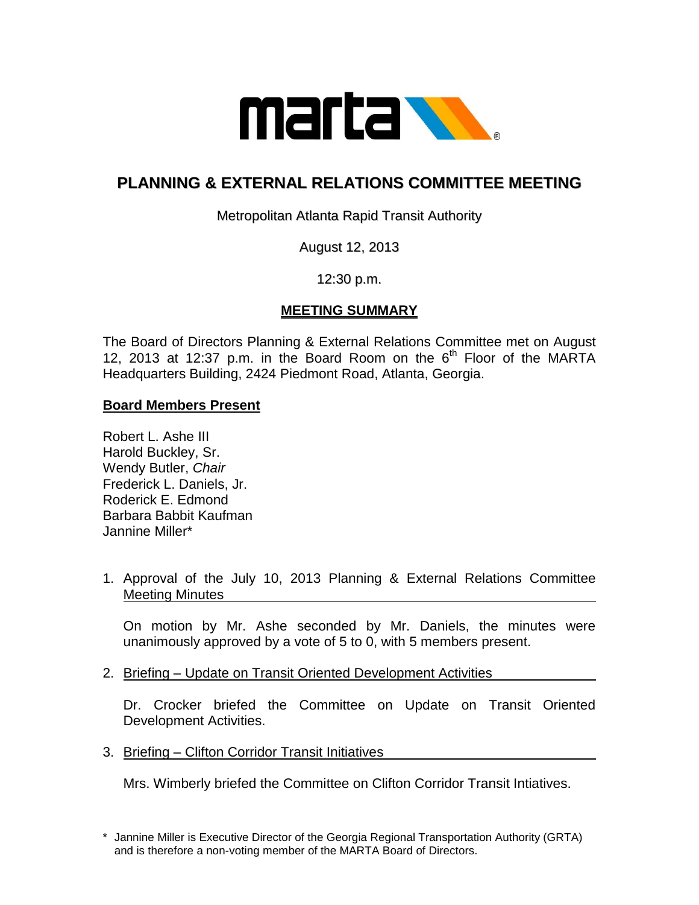# PLANNING & EXTERNAL RELATIONS COMMITTEE MEETING

Metropolitan Atlanta Rapid Transit Authority

August 12, 2013

12:30 p.m.

## MEETING SUMMARY

The Board of Directors Planning & External Relations Committee met on August 12, 2013 at 12:37 p.m. in the Board Room on the 6th Floor of the MARTA Headquarters Building, 2424 Piedmont Road, Atlanta, Georgia.

**Board Members Present**

Robert L. Ashe III
Harold Buckley, Sr.
Wendy Butler, *Chair*
Frederick L. Daniels, Jr.
Roderick E. Edmond
Barbara Babbit Kaufman
Jannine Miller*

1. Approval of the July 10, 2013 Planning & External Relations Committee Meeting Minutes

   On motion by Mr. Ashe seconded by Mr. Daniels, the minutes were unanimously approved by a vote of 5 to 0, with 5 members present.

2. Briefing – Update on Transit Oriented Development Activities

   Dr. Crocker briefed the Committee on Update on Transit Oriented Development Activities.

3. Briefing – Clifton Corridor Transit Initiatives

   Mrs. Wimberly briefed the Committee on Clifton Corridor Transit Intiatives.

\* Jannine Miller is Executive Director of the Georgia Regional Transportation Authority (GRTA) and is therefore a non-voting member of the MARTA Board of Directors.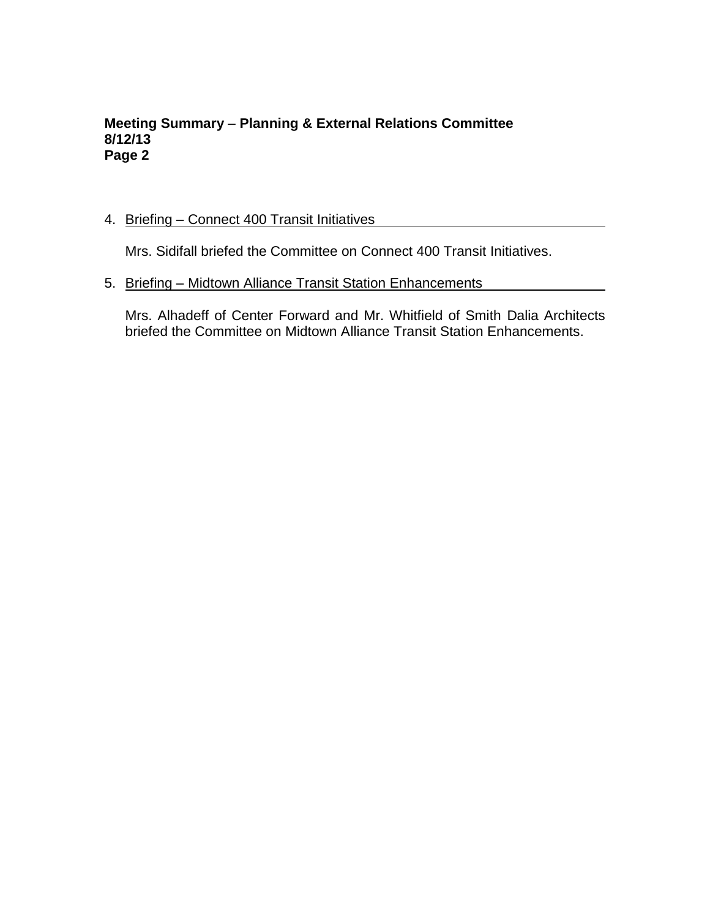4. Briefing – Connect 400 Transit Initiatives

   Mrs. Sidifall briefed the Committee on Connect 400 Transit Initiatives.

5. Briefing – Midtown Alliance Transit Station Enhancements

   Mrs. Alhadeff of Center Forward and Mr. Whitfield of Smith Dalia Architects briefed the Committee on Midtown Alliance Transit Station Enhancements.